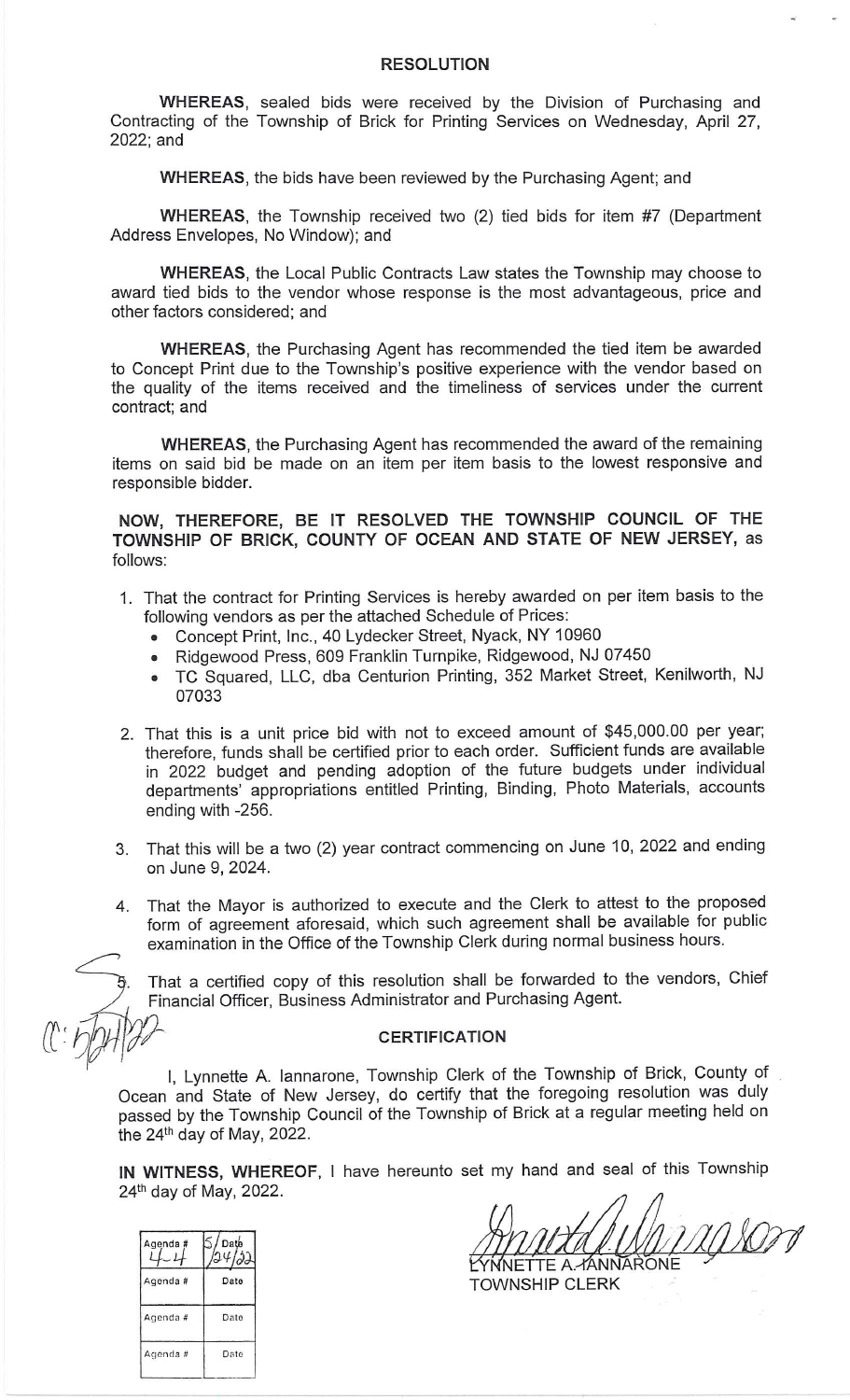# RESOLUTION

**WHEREAS**, sealed bids were received by the Division of Purchasing and Contracting of the Township of Brick for Printing Services on Wednesday, April 27, 2022; and

**WHEREAS**, the bids have been reviewed by the Purchasing Agent; and

**WHEREAS**, the Township received two (2) tied bids for item #7 (Department Address Envelopes, No Window); and

**WHEREAS**, the Local Public Contracts Law states the Township may choose to award tied bids to the vendor whose response is the most advantageous, price and other factors considered; and

**WHEREAS**, the Purchasing Agent has recommended the tied item be awarded to Concept Print due to the Township's positive experience with the vendor based on the quality of the items received and the timeliness of services under the current contract; and

**WHEREAS**, the Purchasing Agent has recommended the award of the remaining items on said bid be made on an item per item basis to the lowest responsive and responsible bidder.

**NOW, THEREFORE, BE IT RESOLVED THE TOWNSHIP COUNCIL OF THE TOWNSHIP OF BRICK, COUNTY OF OCEAN AND STATE OF NEW JERSEY,** as follows:

1. That the contract for Printing Services is hereby awarded on per item basis to the following vendors as per the attached Schedule of Prices:
   - Concept Print, Inc., 40 Lydecker Street, Nyack, NY 10960
   - Ridgewood Press, 609 Franklin Turnpike, Ridgewood, NJ 07450
   - TC Squared, LLC, dba Centurion Printing, 352 Market Street, Kenilworth, NJ 07033
2. That this is a unit price bid with not to exceed amount of $45,000.00 per year; therefore, funds shall be certified prior to each order. Sufficient funds are available in 2022 budget and pending adoption of the future budgets under individual departments' appropriations entitled Printing, Binding, Photo Materials, accounts ending with -256.
3. That this will be a two (2) year contract commencing on June 10, 2022 and ending on June 9, 2024.
4. That the Mayor is authorized to execute and the Clerk to attest to the proposed form of agreement aforesaid, which such agreement shall be available for public examination in the Office of the Township Clerk during normal business hours.
5. That a certified copy of this resolution shall be forwarded to the vendors, Chief Financial Officer, Business Administrator and Purchasing Agent.

C: 5/24/22

## CERTIFICATION

I, Lynnette A. Iannarone, Township Clerk of the Township of Brick, County of Ocean and State of New Jersey, do certify that the foregoing resolution was duly passed by the Township Council of the Township of Brick at a regular meeting held on the 24th day of May, 2022.

**IN WITNESS, WHEREOF**, I have hereunto set my hand and seal of this Township 24th day of May, 2022.

| Agenda # 4-4 | Date 5/24/22 |
|---|---|
| Agenda # | Date |
| Agenda # | Date |
| Agenda # | Date |

LYNNETTE A. IANNARONE
TOWNSHIP CLERK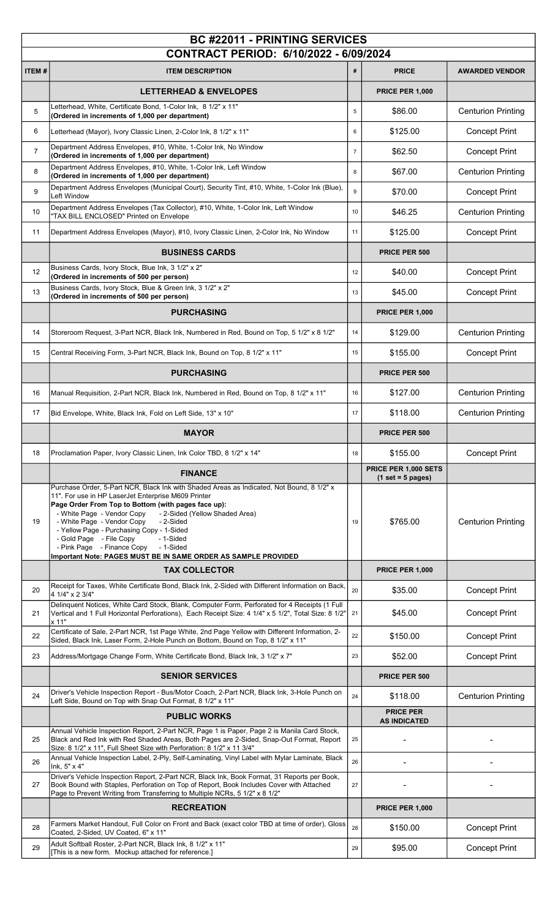# BC #22011 - PRINTING SERVICES

## CONTRACT PERIOD: 6/10/2022 - 6/09/2024

| ITEM # | ITEM DESCRIPTION | # | PRICE | AWARDED VENDOR |
|---|---|---|---|---|
| | **LETTERHEAD & ENVELOPES** | | **PRICE PER 1,000** | |
| 5 | Letterhead, White, Certificate Bond, 1-Color Ink, 8 1/2" x 11" **(Ordered in increments of 1,000 per department)** | 5 | $86.00 | Centurion Printing |
| 6 | Letterhead (Mayor), Ivory Classic Linen, 2-Color Ink, 8 1/2" x 11" | 6 | $125.00 | Concept Print |
| 7 | Department Address Envelopes, #10, White, 1-Color Ink, No Window **(Ordered in increments of 1,000 per department)** | 7 | $62.50 | Concept Print |
| 8 | Department Address Envelopes, #10, White, 1-Color Ink, Left Window **(Ordered in increments of 1,000 per department)** | 8 | $67.00 | Centurion Printing |
| 9 | Department Address Envelopes (Municipal Court), Security Tint, #10, White, 1-Color Ink (Blue), Left Window | 9 | $70.00 | Concept Print |
| 10 | Department Address Envelopes (Tax Collector), #10, White, 1-Color Ink, Left Window "TAX BILL ENCLOSED" Printed on Envelope | 10 | $46.25 | Centurion Printing |
| 11 | Department Address Envelopes (Mayor), #10, Ivory Classic Linen, 2-Color Ink, No Window | 11 | $125.00 | Concept Print |
| | **BUSINESS CARDS** | | **PRICE PER 500** | |
| 12 | Business Cards, Ivory Stock, Blue Ink, 3 1/2" x 2" **(Ordered in increments of 500 per person)** | 12 | $40.00 | Concept Print |
| 13 | Business Cards, Ivory Stock, Blue & Green Ink, 3 1/2" x 2" **(Ordered in increments of 500 per person)** | 13 | $45.00 | Concept Print |
| | **PURCHASING** | | **PRICE PER 1,000** | |
| 14 | Storeroom Request, 3-Part NCR, Black Ink, Numbered in Red, Bound on Top, 5 1/2" x 8 1/2" | 14 | $129.00 | Centurion Printing |
| 15 | Central Receiving Form, 3-Part NCR, Black Ink, Bound on Top, 8 1/2" x 11" | 15 | $155.00 | Concept Print |
| | **PURCHASING** | | **PRICE PER 500** | |
| 16 | Manual Requisition, 2-Part NCR, Black Ink, Numbered in Red, Bound on Top, 8 1/2" x 11" | 16 | $127.00 | Centurion Printing |
| 17 | Bid Envelope, White, Black Ink, Fold on Left Side, 13" x 10" | 17 | $118.00 | Centurion Printing |
| | **MAYOR** | | **PRICE PER 500** | |
| 18 | Proclamation Paper, Ivory Classic Linen, Ink Color TBD, 8 1/2" x 14" | 18 | $155.00 | Concept Print |
| | **FINANCE** | | **PRICE PER 1,000 SETS (1 set = 5 pages)** | |
| 19 | Purchase Order, 5-Part NCR, Black Ink with Shaded Areas as Indicated, Not Bound, 8 1/2" x 11". For use in HP LaserJet Enterprise M609 Printer **Page Order From Top to Bottom (with pages face up):** - White Page - Vendor Copy - 2-Sided (Yellow Shaded Area) - White Page - Vendor Copy - 2-Sided - Yellow Page - Purchasing Copy - 1-Sided - Gold Page - File Copy - 1-Sided - Pink Page - Finance Copy - 1-Sided **Important Note: PAGES MUST BE IN SAME ORDER AS SAMPLE PROVIDED** | 19 | $765.00 | Centurion Printing |
| | **TAX COLLECTOR** | | **PRICE PER 1,000** | |
| 20 | Receipt for Taxes, White Certificate Bond, Black Ink, 2-Sided with Different Information on Back, 4 1/4" x 2 3/4" | 20 | $35.00 | Concept Print |
| 21 | Delinquent Notices, White Card Stock, Blank, Computer Form, Perforated for 4 Receipts (1 Full Vertical and 1 Full Horizontal Perforations), Each Receipt Size: 4 1/4" x 5 1/2", Total Size: 8 1/2" x 11" | 21 | $45.00 | Concept Print |
| 22 | Certificate of Sale, 2-Part NCR, 1st Page White, 2nd Page Yellow with Different Information, 2-Sided, Black Ink, Laser Form, 2-Hole Punch on Bottom, Bound on Top, 8 1/2" x 11" | 22 | $150.00 | Concept Print |
| 23 | Address/Mortgage Change Form, White Certificate Bond, Black Ink, 3 1/2" x 7" | 23 | $52.00 | Concept Print |
| | **SENIOR SERVICES** | | **PRICE PER 500** | |
| 24 | Driver's Vehicle Inspection Report - Bus/Motor Coach, 2-Part NCR, Black Ink, 3-Hole Punch on Left Side, Bound on Top with Snap Out Format, 8 1/2" x 11" | 24 | $118.00 | Centurion Printing |
| | **PUBLIC WORKS** | | **PRICE PER AS INDICATED** | |
| 25 | Annual Vehicle Inspection Report, 2-Part NCR, Page 1 is Paper, Page 2 is Manila Card Stock, Black and Red Ink with Red Shaded Areas, Both Pages are 2-Sided, Snap-Out Format, Report Size: 8 1/2" x 11", Full Sheet Size with Perforation: 8 1/2" x 11 3/4" | 25 | - | - |
| 26 | Annual Vehicle Inspection Label, 2-Ply, Self-Laminating, Vinyl Label with Mylar Laminate, Black Ink, 5" x 4" | 26 | - | - |
| 27 | Driver's Vehicle Inspection Report, 2-Part NCR, Black Ink, Book Format, 31 Reports per Book, Book Bound with Staples, Perforation on Top of Report, Book Includes Cover with Attached Page to Prevent Writing from Transferring to Multiple NCRs, 5 1/2" x 8 1/2" | 27 | - | - |
| | **RECREATION** | | **PRICE PER 1,000** | |
| 28 | Farmers Market Handout, Full Color on Front and Back (exact color TBD at time of order), Gloss Coated, 2-Sided, UV Coated, 6" x 11" | 28 | $150.00 | Concept Print |
| 29 | Adult Softball Roster, 2-Part NCR, Black Ink, 8 1/2" x 11" [This is a new form. Mockup attached for reference.] | 29 | $95.00 | Concept Print |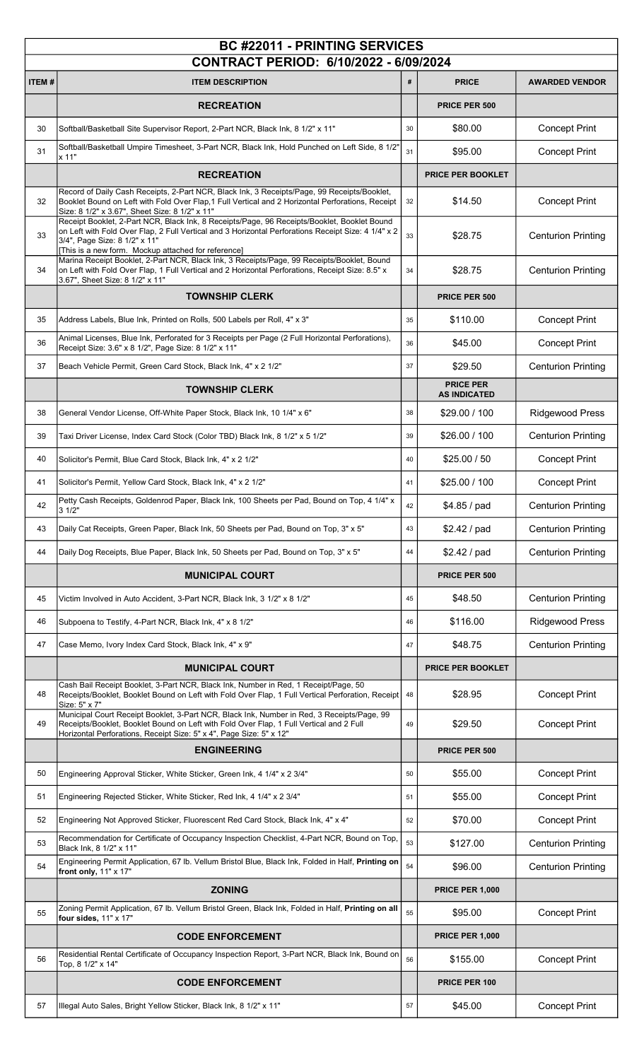| BC #22011 - PRINTING SERVICES | | | | |
|---|---|---|---|---|
| CONTRACT PERIOD: 6/10/2022 - 6/09/2024 | | | | |
| ITEM # | ITEM DESCRIPTION | # | PRICE | AWARDED VENDOR |
| | **RECREATION** | | **PRICE PER 500** | |
| 30 | Softball/Basketball Site Supervisor Report, 2-Part NCR, Black Ink, 8 1/2" x 11" | 30 | $80.00 | Concept Print |
| 31 | Softball/Basketball Umpire Timesheet, 3-Part NCR, Black Ink, Hold Punched on Left Side, 8 1/2" x 11" | 31 | $95.00 | Concept Print |
| | **RECREATION** | | **PRICE PER BOOKLET** | |
| 32 | Record of Daily Cash Receipts, 2-Part NCR, Black Ink, 3 Receipts/Page, 99 Receipts/Booklet, Booklet Bound on Left with Fold Over Flap,1 Full Vertical and 2 Horizontal Perforations, Receipt Size: 8 1/2" x 3.67", Sheet Size: 8 1/2" x 11" | 32 | $14.50 | Concept Print |
| 33 | Receipt Booklet, 2-Part NCR, Black Ink, 8 Receipts/Page, 96 Receipts/Booklet, Booklet Bound on Left with Fold Over Flap, 2 Full Vertical and 3 Horizontal Perforations Receipt Size: 4 1/4" x 2 3/4", Page Size: 8 1/2" x 11" [This is a new form. Mockup attached for reference] | 33 | $28.75 | Centurion Printing |
| 34 | Marina Receipt Booklet, 2-Part NCR, Black Ink, 3 Receipts/Page, 99 Receipts/Booklet, Bound on Left with Fold Over Flap, 1 Full Vertical and 2 Horizontal Perforations, Receipt Size: 8.5" x 3.67", Sheet Size: 8 1/2" x 11" | 34 | $28.75 | Centurion Printing |
| | **TOWNSHIP CLERK** | | **PRICE PER 500** | |
| 35 | Address Labels, Blue Ink, Printed on Rolls, 500 Labels per Roll, 4" x 3" | 35 | $110.00 | Concept Print |
| 36 | Animal Licenses, Blue Ink, Perforated for 3 Receipts per Page (2 Full Horizontal Perforations), Receipt Size: 3.6" x 8 1/2", Page Size: 8 1/2" x 11" | 36 | $45.00 | Concept Print |
| 37 | Beach Vehicle Permit, Green Card Stock, Black Ink, 4" x 2 1/2" | 37 | $29.50 | Centurion Printing |
| | **TOWNSHIP CLERK** | | **PRICE PER AS INDICATED** | |
| 38 | General Vendor License, Off-White Paper Stock, Black Ink, 10 1/4" x 6" | 38 | $29.00 / 100 | Ridgewood Press |
| 39 | Taxi Driver License, Index Card Stock (Color TBD) Black Ink, 8 1/2" x 5 1/2" | 39 | $26.00 / 100 | Centurion Printing |
| 40 | Solicitor's Permit, Blue Card Stock, Black Ink, 4" x 2 1/2" | 40 | $25.00 / 50 | Concept Print |
| 41 | Solicitor's Permit, Yellow Card Stock, Black Ink, 4" x 2 1/2" | 41 | $25.00 / 100 | Concept Print |
| 42 | Petty Cash Receipts, Goldenrod Paper, Black Ink, 100 Sheets per Pad, Bound on Top, 4 1/4" x 3 1/2" | 42 | $4.85 / pad | Centurion Printing |
| 43 | Daily Cat Receipts, Green Paper, Black Ink, 50 Sheets per Pad, Bound on Top, 3" x 5" | 43 | $2.42 / pad | Centurion Printing |
| 44 | Daily Dog Receipts, Blue Paper, Black Ink, 50 Sheets per Pad, Bound on Top, 3" x 5" | 44 | $2.42 / pad | Centurion Printing |
| | **MUNICIPAL COURT** | | **PRICE PER 500** | |
| 45 | Victim Involved in Auto Accident, 3-Part NCR, Black Ink, 3 1/2" x 8 1/2" | 45 | $48.50 | Centurion Printing |
| 46 | Subpoena to Testify, 4-Part NCR, Black Ink, 4" x 8 1/2" | 46 | $116.00 | Ridgewood Press |
| 47 | Case Memo, Ivory Index Card Stock, Black Ink, 4" x 9" | 47 | $48.75 | Centurion Printing |
| | **MUNICIPAL COURT** | | **PRICE PER BOOKLET** | |
| 48 | Cash Bail Receipt Booklet, 3-Part NCR, Black Ink, Number in Red, 1 Receipt/Page, 50 Receipts/Booklet, Booklet Bound on Left with Fold Over Flap, 1 Full Vertical Perforation, Receipt Size: 5" x 7" | 48 | $28.95 | Concept Print |
| 49 | Municipal Court Receipt Booklet, 3-Part NCR, Black Ink, Number in Red, 3 Receipts/Page, 99 Receipts/Booklet, Booklet Bound on Left with Fold Over Flap, 1 Full Vertical and 2 Full Horizontal Perforations, Receipt Size: 5" x 4", Page Size: 5" x 12" | 49 | $29.50 | Concept Print |
| | **ENGINEERING** | | **PRICE PER 500** | |
| 50 | Engineering Approval Sticker, White Sticker, Green Ink, 4 1/4" x 2 3/4" | 50 | $55.00 | Concept Print |
| 51 | Engineering Rejected Sticker, White Sticker, Red Ink, 4 1/4" x 2 3/4" | 51 | $55.00 | Concept Print |
| 52 | Engineering Not Approved Sticker, Fluorescent Red Card Stock, Black Ink, 4" x 4" | 52 | $70.00 | Concept Print |
| 53 | Recommendation for Certificate of Occupancy Inspection Checklist, 4-Part NCR, Bound on Top, Black Ink, 8 1/2" x 11" | 53 | $127.00 | Centurion Printing |
| 54 | Engineering Permit Application, 67 lb. Vellum Bristol Blue, Black Ink, Folded in Half, **Printing on front only,** 11" x 17" | 54 | $96.00 | Centurion Printing |
| | **ZONING** | | **PRICE PER 1,000** | |
| 55 | Zoning Permit Application, 67 lb. Vellum Bristol Green, Black Ink, Folded in Half, **Printing on all four sides,** 11" x 17" | 55 | $95.00 | Concept Print |
| | **CODE ENFORCEMENT** | | **PRICE PER 1,000** | |
| 56 | Residential Rental Certificate of Occupancy Inspection Report, 3-Part NCR, Black Ink, Bound on Top, 8 1/2" x 14" | 56 | $155.00 | Concept Print |
| | **CODE ENFORCEMENT** | | **PRICE PER 100** | |
| 57 | Illegal Auto Sales, Bright Yellow Sticker, Black Ink, 8 1/2" x 11" | 57 | $45.00 | Concept Print |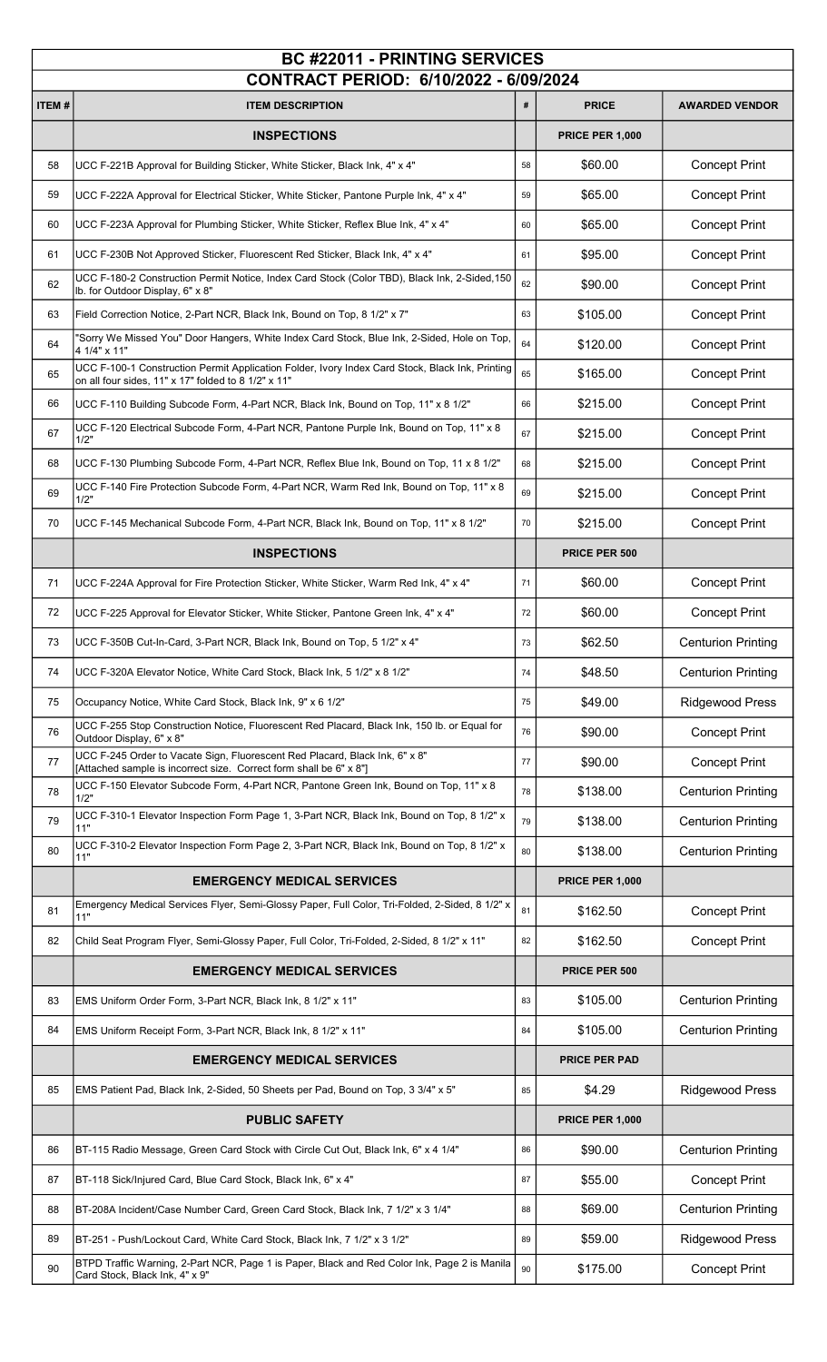# BC #22011 - PRINTING SERVICES

## CONTRACT PERIOD: 6/10/2022 - 6/09/2024

| ITEM # | ITEM DESCRIPTION | # | PRICE | AWARDED VENDOR |
|---|---|---|---|---|
| | **INSPECTIONS** | | **PRICE PER 1,000** | |
| 58 | UCC F-221B Approval for Building Sticker, White Sticker, Black Ink, 4" x 4" | 58 | $60.00 | Concept Print |
| 59 | UCC F-222A Approval for Electrical Sticker, White Sticker, Pantone Purple Ink, 4" x 4" | 59 | $65.00 | Concept Print |
| 60 | UCC F-223A Approval for Plumbing Sticker, White Sticker, Reflex Blue Ink, 4" x 4" | 60 | $65.00 | Concept Print |
| 61 | UCC F-230B Not Approved Sticker, Fluorescent Red Sticker, Black Ink, 4" x 4" | 61 | $95.00 | Concept Print |
| 62 | UCC F-180-2 Construction Permit Notice, Index Card Stock (Color TBD), Black Ink, 2-Sided,150 lb. for Outdoor Display, 6" x 8" | 62 | $90.00 | Concept Print |
| 63 | Field Correction Notice, 2-Part NCR, Black Ink, Bound on Top, 8 1/2" x 7" | 63 | $105.00 | Concept Print |
| 64 | "Sorry We Missed You" Door Hangers, White Index Card Stock, Blue Ink, 2-Sided, Hole on Top, 4 1/4" x 11" | 64 | $120.00 | Concept Print |
| 65 | UCC F-100-1 Construction Permit Application Folder, Ivory Index Card Stock, Black Ink, Printing on all four sides, 11" x 17" folded to 8 1/2" x 11" | 65 | $165.00 | Concept Print |
| 66 | UCC F-110 Building Subcode Form, 4-Part NCR, Black Ink, Bound on Top, 11" x 8 1/2" | 66 | $215.00 | Concept Print |
| 67 | UCC F-120 Electrical Subcode Form, 4-Part NCR, Pantone Purple Ink, Bound on Top, 11" x 8 1/2" | 67 | $215.00 | Concept Print |
| 68 | UCC F-130 Plumbing Subcode Form, 4-Part NCR, Reflex Blue Ink, Bound on Top, 11 x 8 1/2" | 68 | $215.00 | Concept Print |
| 69 | UCC F-140 Fire Protection Subcode Form, 4-Part NCR, Warm Red Ink, Bound on Top, 11" x 8 1/2" | 69 | $215.00 | Concept Print |
| 70 | UCC F-145 Mechanical Subcode Form, 4-Part NCR, Black Ink, Bound on Top, 11" x 8 1/2" | 70 | $215.00 | Concept Print |
| | **INSPECTIONS** | | **PRICE PER 500** | |
| 71 | UCC F-224A Approval for Fire Protection Sticker, White Sticker, Warm Red Ink, 4" x 4" | 71 | $60.00 | Concept Print |
| 72 | UCC F-225 Approval for Elevator Sticker, White Sticker, Pantone Green Ink, 4" x 4" | 72 | $60.00 | Concept Print |
| 73 | UCC F-350B Cut-In-Card, 3-Part NCR, Black Ink, Bound on Top, 5 1/2" x 4" | 73 | $62.50 | Centurion Printing |
| 74 | UCC F-320A Elevator Notice, White Card Stock, Black Ink, 5 1/2" x 8 1/2" | 74 | $48.50 | Centurion Printing |
| 75 | Occupancy Notice, White Card Stock, Black Ink, 9" x 6 1/2" | 75 | $49.00 | Ridgewood Press |
| 76 | UCC F-255 Stop Construction Notice, Fluorescent Red Placard, Black Ink, 150 lb. or Equal for Outdoor Display, 6" x 8" | 76 | $90.00 | Concept Print |
| 77 | UCC F-245 Order to Vacate Sign, Fluorescent Red Placard, Black Ink, 6" x 8" [Attached sample is incorrect size. Correct form shall be 6" x 8"] | 77 | $90.00 | Concept Print |
| 78 | UCC F-150 Elevator Subcode Form, 4-Part NCR, Pantone Green Ink, Bound on Top, 11" x 8 1/2" | 78 | $138.00 | Centurion Printing |
| 79 | UCC F-310-1 Elevator Inspection Form Page 1, 3-Part NCR, Black Ink, Bound on Top, 8 1/2" x 11" | 79 | $138.00 | Centurion Printing |
| 80 | UCC F-310-2 Elevator Inspection Form Page 2, 3-Part NCR, Black Ink, Bound on Top, 8 1/2" x 11" | 80 | $138.00 | Centurion Printing |
| | **EMERGENCY MEDICAL SERVICES** | | **PRICE PER 1,000** | |
| 81 | Emergency Medical Services Flyer, Semi-Glossy Paper, Full Color, Tri-Folded, 2-Sided, 8 1/2" x 11" | 81 | $162.50 | Concept Print |
| 82 | Child Seat Program Flyer, Semi-Glossy Paper, Full Color, Tri-Folded, 2-Sided, 8 1/2" x 11" | 82 | $162.50 | Concept Print |
| | **EMERGENCY MEDICAL SERVICES** | | **PRICE PER 500** | |
| 83 | EMS Uniform Order Form, 3-Part NCR, Black Ink, 8 1/2" x 11" | 83 | $105.00 | Centurion Printing |
| 84 | EMS Uniform Receipt Form, 3-Part NCR, Black Ink, 8 1/2" x 11" | 84 | $105.00 | Centurion Printing |
| | **EMERGENCY MEDICAL SERVICES** | | **PRICE PER PAD** | |
| 85 | EMS Patient Pad, Black Ink, 2-Sided, 50 Sheets per Pad, Bound on Top, 3 3/4" x 5" | 85 | $4.29 | Ridgewood Press |
| | **PUBLIC SAFETY** | | **PRICE PER 1,000** | |
| 86 | BT-115 Radio Message, Green Card Stock with Circle Cut Out, Black Ink, 6" x 4 1/4" | 86 | $90.00 | Centurion Printing |
| 87 | BT-118 Sick/Injured Card, Blue Card Stock, Black Ink, 6" x 4" | 87 | $55.00 | Concept Print |
| 88 | BT-208A Incident/Case Number Card, Green Card Stock, Black Ink, 7 1/2" x 3 1/4" | 88 | $69.00 | Centurion Printing |
| 89 | BT-251 - Push/Lockout Card, White Card Stock, Black Ink, 7 1/2" x 3 1/2" | 89 | $59.00 | Ridgewood Press |
| 90 | BTPD Traffic Warning, 2-Part NCR, Page 1 is Paper, Black and Red Color Ink, Page 2 is Manila Card Stock, Black Ink, 4" x 9" | 90 | $175.00 | Concept Print |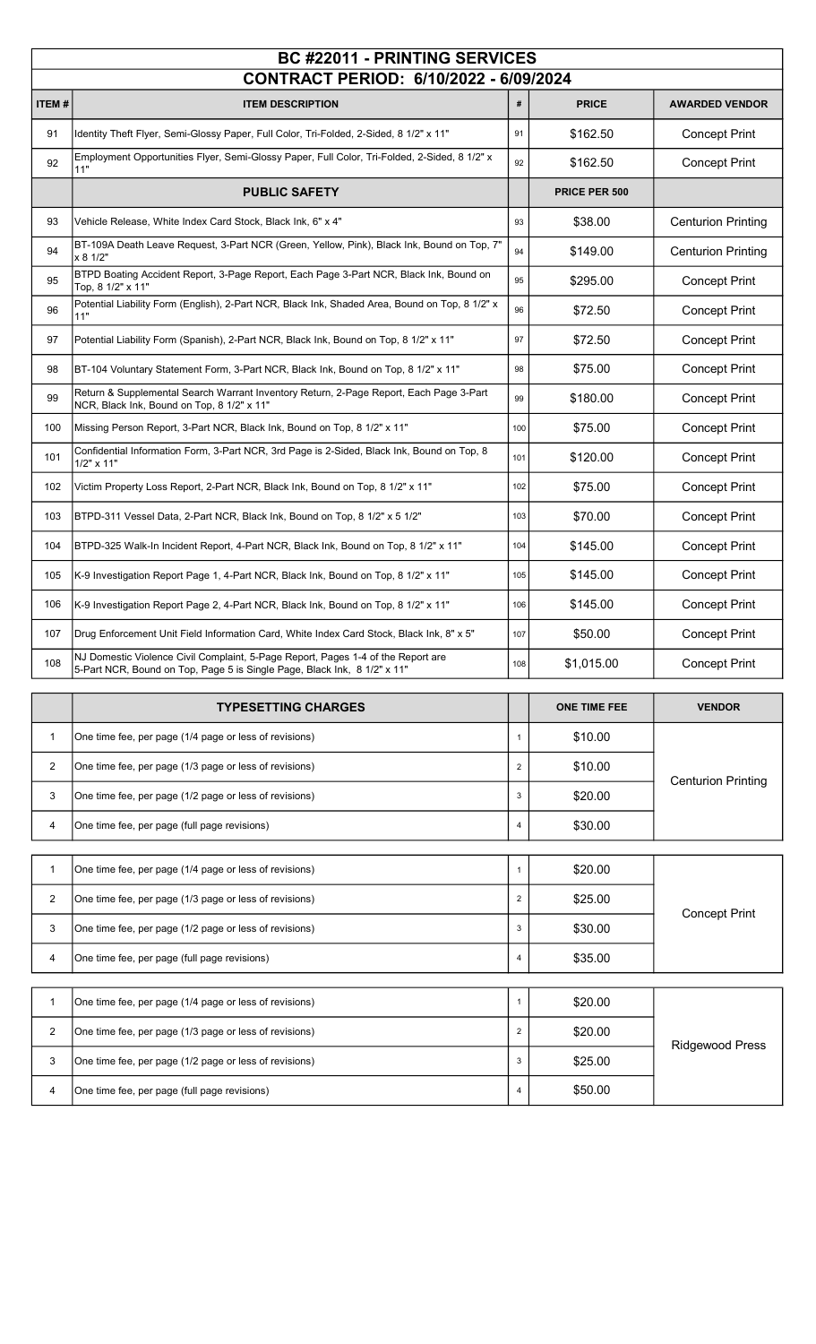# BC #22011 - PRINTING SERVICES

## CONTRACT PERIOD: 6/10/2022 - 6/09/2024

| ITEM # | ITEM DESCRIPTION | # | PRICE | AWARDED VENDOR |
|---|---|---|---|---|
| 91 | Identity Theft Flyer, Semi-Glossy Paper, Full Color, Tri-Folded, 2-Sided, 8 1/2" x 11" | 91 | $162.50 | Concept Print |
| 92 | Employment Opportunities Flyer, Semi-Glossy Paper, Full Color, Tri-Folded, 2-Sided, 8 1/2" x 11" | 92 | $162.50 | Concept Print |
| | **PUBLIC SAFETY** | | **PRICE PER 500** | |
| 93 | Vehicle Release, White Index Card Stock, Black Ink, 6" x 4" | 93 | $38.00 | Centurion Printing |
| 94 | BT-109A Death Leave Request, 3-Part NCR (Green, Yellow, Pink), Black Ink, Bound on Top, 7" x 8 1/2" | 94 | $149.00 | Centurion Printing |
| 95 | BTPD Boating Accident Report, 3-Page Report, Each Page 3-Part NCR, Black Ink, Bound on Top, 8 1/2" x 11" | 95 | $295.00 | Concept Print |
| 96 | Potential Liability Form (English), 2-Part NCR, Black Ink, Shaded Area, Bound on Top, 8 1/2" x 11" | 96 | $72.50 | Concept Print |
| 97 | Potential Liability Form (Spanish), 2-Part NCR, Black Ink, Bound on Top, 8 1/2" x 11" | 97 | $72.50 | Concept Print |
| 98 | BT-104 Voluntary Statement Form, 3-Part NCR, Black Ink, Bound on Top, 8 1/2" x 11" | 98 | $75.00 | Concept Print |
| 99 | Return & Supplemental Search Warrant Inventory Return, 2-Page Report, Each Page 3-Part NCR, Black Ink, Bound on Top, 8 1/2" x 11" | 99 | $180.00 | Concept Print |
| 100 | Missing Person Report, 3-Part NCR, Black Ink, Bound on Top, 8 1/2" x 11" | 100 | $75.00 | Concept Print |
| 101 | Confidential Information Form, 3-Part NCR, 3rd Page is 2-Sided, Black Ink, Bound on Top, 8 1/2" x 11" | 101 | $120.00 | Concept Print |
| 102 | Victim Property Loss Report, 2-Part NCR, Black Ink, Bound on Top, 8 1/2" x 11" | 102 | $75.00 | Concept Print |
| 103 | BTPD-311 Vessel Data, 2-Part NCR, Black Ink, Bound on Top, 8 1/2" x 5 1/2" | 103 | $70.00 | Concept Print |
| 104 | BTPD-325 Walk-In Incident Report, 4-Part NCR, Black Ink, Bound on Top, 8 1/2" x 11" | 104 | $145.00 | Concept Print |
| 105 | K-9 Investigation Report Page 1, 4-Part NCR, Black Ink, Bound on Top, 8 1/2" x 11" | 105 | $145.00 | Concept Print |
| 106 | K-9 Investigation Report Page 2, 4-Part NCR, Black Ink, Bound on Top, 8 1/2" x 11" | 106 | $145.00 | Concept Print |
| 107 | Drug Enforcement Unit Field Information Card, White Index Card Stock, Black Ink, 8" x 5" | 107 | $50.00 | Concept Print |
| 108 | NJ Domestic Violence Civil Complaint, 5-Page Report, Pages 1-4 of the Report are 5-Part NCR, Bound on Top, Page 5 is Single Page, Black Ink, 8 1/2" x 11" | 108 | $1,015.00 | Concept Print |

| | TYPESETTING CHARGES | | ONE TIME FEE | VENDOR |
|---|---|---|---|---|
| 1 | One time fee, per page (1/4 page or less of revisions) | 1 | $10.00 | Centurion Printing |
| 2 | One time fee, per page (1/3 page or less of revisions) | 2 | $10.00 | Centurion Printing |
| 3 | One time fee, per page (1/2 page or less of revisions) | 3 | $20.00 | Centurion Printing |
| 4 | One time fee, per page (full page revisions) | 4 | $30.00 | Centurion Printing |
| 1 | One time fee, per page (1/4 page or less of revisions) | 1 | $20.00 | Concept Print |
| 2 | One time fee, per page (1/3 page or less of revisions) | 2 | $25.00 | Concept Print |
| 3 | One time fee, per page (1/2 page or less of revisions) | 3 | $30.00 | Concept Print |
| 4 | One time fee, per page (full page revisions) | 4 | $35.00 | Concept Print |
| 1 | One time fee, per page (1/4 page or less of revisions) | 1 | $20.00 | Ridgewood Press |
| 2 | One time fee, per page (1/3 page or less of revisions) | 2 | $20.00 | Ridgewood Press |
| 3 | One time fee, per page (1/2 page or less of revisions) | 3 | $25.00 | Ridgewood Press |
| 4 | One time fee, per page (full page revisions) | 4 | $50.00 | Ridgewood Press |